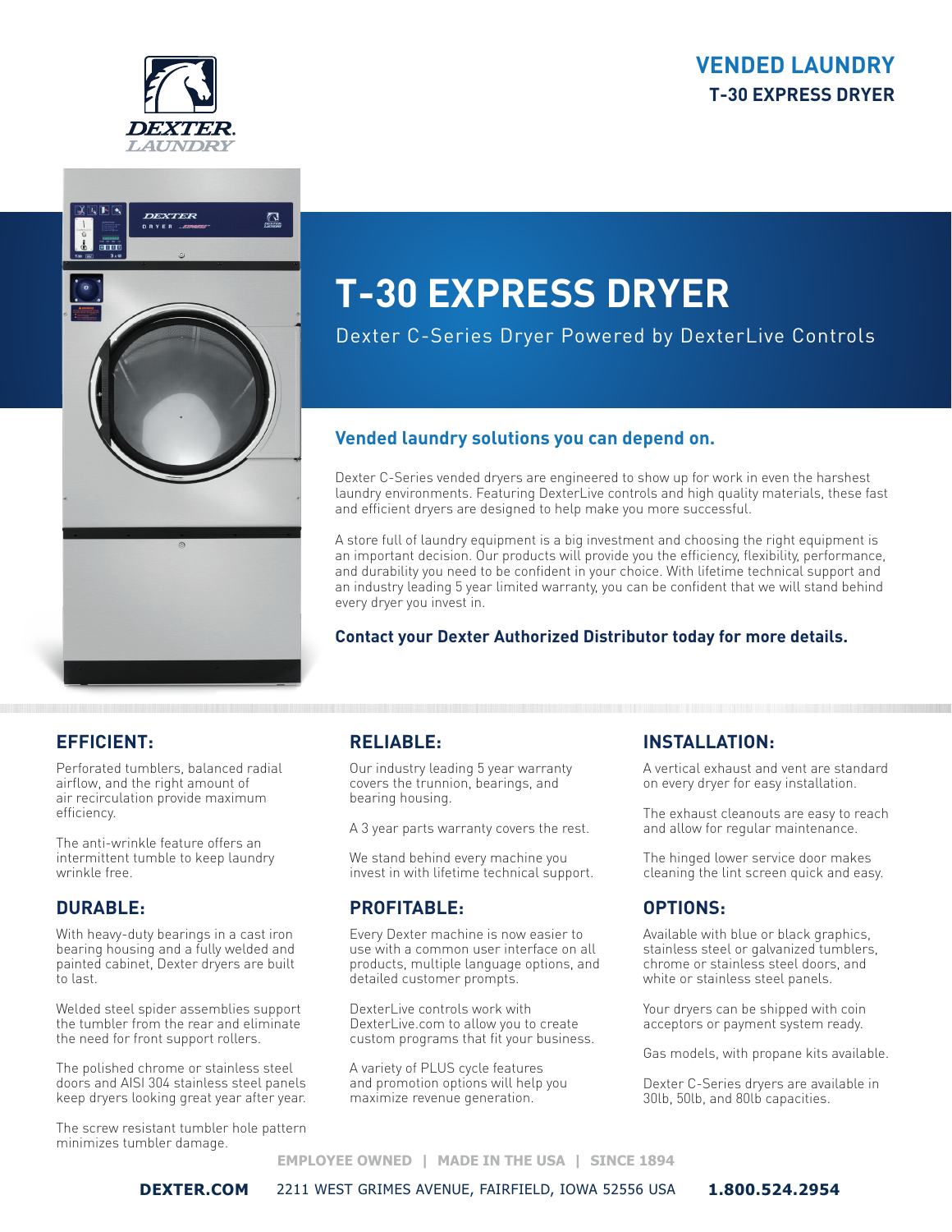VENDED LAUNDRY
**T-30 EXPRESS DRYER**

# T-30 EXPRESS DRYER

Dexter C-Series Dryer Powered by DexterLive Controls

## Vended laundry solutions you can depend on.

Dexter C-Series vended dryers are engineered to show up for work in even the harshest laundry environments. Featuring DexterLive controls and high quality materials, these fast and efficient dryers are designed to help make you more successful.

A store full of laundry equipment is a big investment and choosing the right equipment is an important decision. Our products will provide you the efficiency, flexibility, performance, and durability you need to be confident in your choice. With lifetime technical support and an industry leading 5 year limited warranty, you can be confident that we will stand behind every dryer you invest in.

**Contact your Dexter Authorized Distributor today for more details.**

## EFFICIENT:

Perforated tumblers, balanced radial airflow, and the right amount of air recirculation provide maximum efficiency.

The anti-wrinkle feature offers an intermittent tumble to keep laundry wrinkle free.

## DURABLE:

With heavy-duty bearings in a cast iron bearing housing and a fully welded and painted cabinet, Dexter dryers are built to last.

Welded steel spider assemblies support the tumbler from the rear and eliminate the need for front support rollers.

The polished chrome or stainless steel doors and AISI 304 stainless steel panels keep dryers looking great year after year.

The screw resistant tumbler hole pattern minimizes tumbler damage.

## RELIABLE:

Our industry leading 5 year warranty covers the trunnion, bearings, and bearing housing.

A 3 year parts warranty covers the rest.

We stand behind every machine you invest in with lifetime technical support.

## PROFITABLE:

Every Dexter machine is now easier to use with a common user interface on all products, multiple language options, and detailed customer prompts.

DexterLive controls work with DexterLive.com to allow you to create custom programs that fit your business.

A variety of PLUS cycle features and promotion options will help you maximize revenue generation.

## INSTALLATION:

A vertical exhaust and vent are standard on every dryer for easy installation.

The exhaust cleanouts are easy to reach and allow for regular maintenance.

The hinged lower service door makes cleaning the lint screen quick and easy.

## OPTIONS:

Available with blue or black graphics, stainless steel or galvanized tumblers, chrome or stainless steel doors, and white or stainless steel panels.

Your dryers can be shipped with coin acceptors or payment system ready.

Gas models, with propane kits available.

Dexter C-Series dryers are available in 30lb, 50lb, and 80lb capacities.

EMPLOYEE OWNED | MADE IN THE USA | SINCE 1894

**DEXTER.COM** 2211 WEST GRIMES AVENUE, FAIRFIELD, IOWA 52556 USA **1.800.524.2954**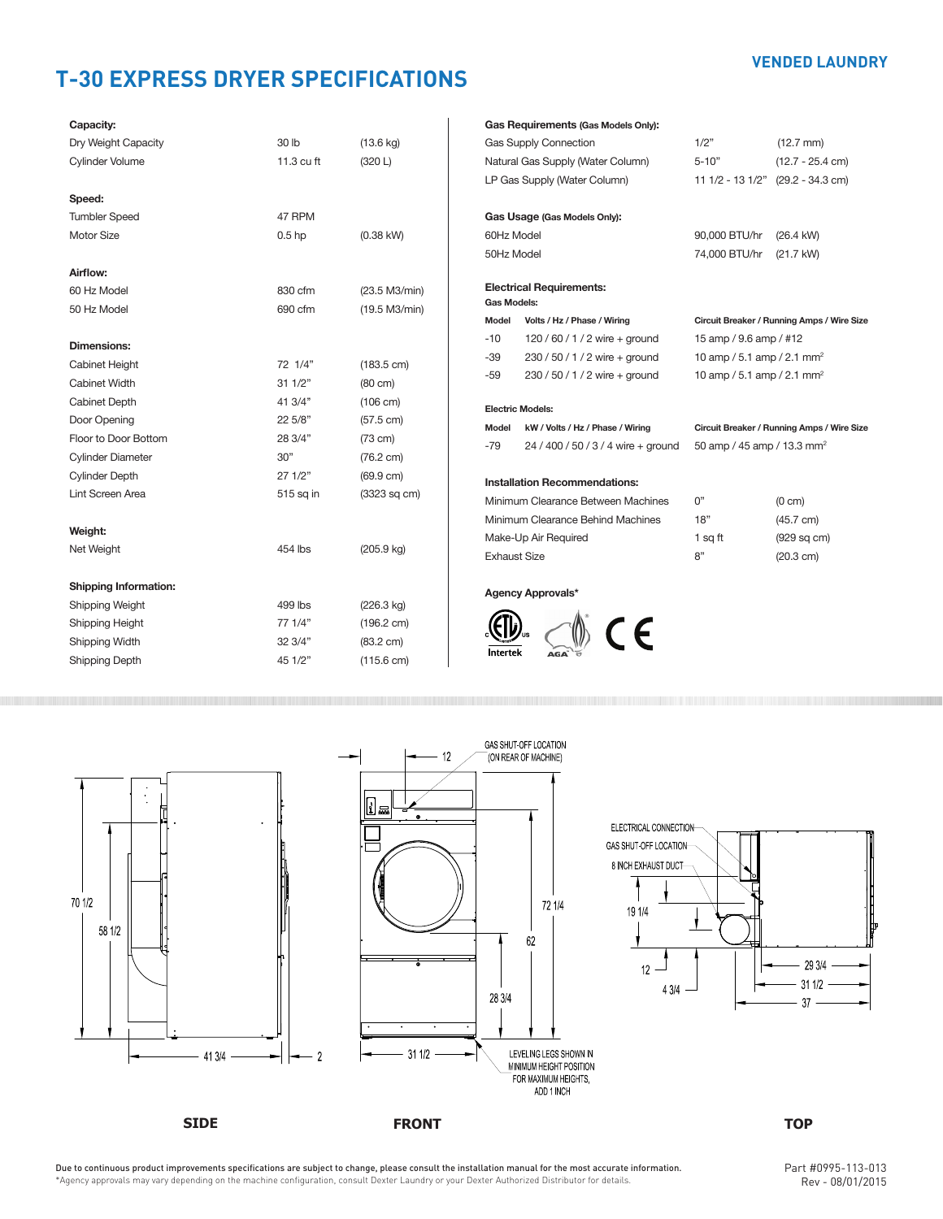## VENDED LAUNDRY

# T-30 EXPRESS DRYER SPECIFICATIONS

| | | |
|---|---|---|
| **Capacity:** | | |
| Dry Weight Capacity | 30 lb | (13.6 kg) |
| Cylinder Volume | 11.3 cu ft | (320 L) |
| **Speed:** | | |
| Tumbler Speed | 47 RPM | |
| Motor Size | 0.5 hp | (0.38 kW) |
| **Airflow:** | | |
| 60 Hz Model | 830 cfm | (23.5 M3/min) |
| 50 Hz Model | 690 cfm | (19.5 M3/min) |
| **Dimensions:** | | |
| Cabinet Height | 72 1/4" | (183.5 cm) |
| Cabinet Width | 31 1/2" | (80 cm) |
| Cabinet Depth | 41 3/4" | (106 cm) |
| Door Opening | 22 5/8" | (57.5 cm) |
| Floor to Door Bottom | 28 3/4" | (73 cm) |
| Cylinder Diameter | 30" | (76.2 cm) |
| Cylinder Depth | 27 1/2" | (69.9 cm) |
| Lint Screen Area | 515 sq in | (3323 sq cm) |
| **Weight:** | | |
| Net Weight | 454 lbs | (205.9 kg) |
| **Shipping Information:** | | |
| Shipping Weight | 499 lbs | (226.3 kg) |
| Shipping Height | 77 1/4" | (196.2 cm) |
| Shipping Width | 32 3/4" | (83.2 cm) |
| Shipping Depth | 45 1/2" | (115.6 cm) |

| | | |
|---|---|---|
| **Gas Requirements** (Gas Models Only): | | |
| Gas Supply Connection | 1/2" | (12.7 mm) |
| Natural Gas Supply (Water Column) | 5-10" | (12.7 - 25.4 cm) |
| LP Gas Supply (Water Column) | 11 1/2 - 13 1/2" | (29.2 - 34.3 cm) |
| **Gas Usage** (Gas Models Only): | | |
| 60Hz Model | 90,000 BTU/hr | (26.4 kW) |
| 50Hz Model | 74,000 BTU/hr | (21.7 kW) |

**Electrical Requirements:**

**Gas Models:**

| Model | Volts / Hz / Phase / Wiring | Circuit Breaker / Running Amps / Wire Size |
|---|---|---|
| -10 | 120 / 60 / 1 / 2 wire + ground | 15 amp / 9.6 amp / #12 |
| -39 | 230 / 50 / 1 / 2 wire + ground | 10 amp / 5.1 amp / 2.1 mm² |
| -59 | 230 / 50 / 1 / 2 wire + ground | 10 amp / 5.1 amp / 2.1 mm² |

**Electric Models:**

| Model | kW / Volts / Hz / Phase / Wiring | Circuit Breaker / Running Amps / Wire Size |
|---|---|---|
| -79 | 24 / 400 / 50 / 3 / 4 wire + ground | 50 amp / 45 amp / 13.3 mm² |

| | | |
|---|---|---|
| **Installation Recommendations:** | | |
| Minimum Clearance Between Machines | 0" | (0 cm) |
| Minimum Clearance Behind Machines | 18" | (45.7 cm) |
| Make-Up Air Required | 1 sq ft | (929 sq cm) |
| Exhaust Size | 8" | (20.3 cm) |

**Agency Approvals***

Intertek AGA CE

70 1/2
58 1/2
41 3/4
2

12
GAS SHUT-OFF LOCATION (ON REAR OF MACHINE)
72 1/4
62
28 3/4
31 1/2
LEVELING LEGS SHOWN IN MINIMUM HEIGHT POSITION FOR MAXIMUM HEIGHTS, ADD 1 INCH

ELECTRICAL CONNECTION
GAS SHUT-OFF LOCATION
8 INCH EXHAUST DUCT
19 1/4
12
4 3/4
29 3/4
31 1/2
37

**SIDE** **FRONT** **TOP**

Due to continuous product improvements specifications are subject to change, please consult the installation manual for the most accurate information.
*Agency approvals may vary depending on the machine configuration, consult Dexter Laundry or your Dexter Authorized Distributor for details.

Part #0995-113-013
Rev - 08/01/2015